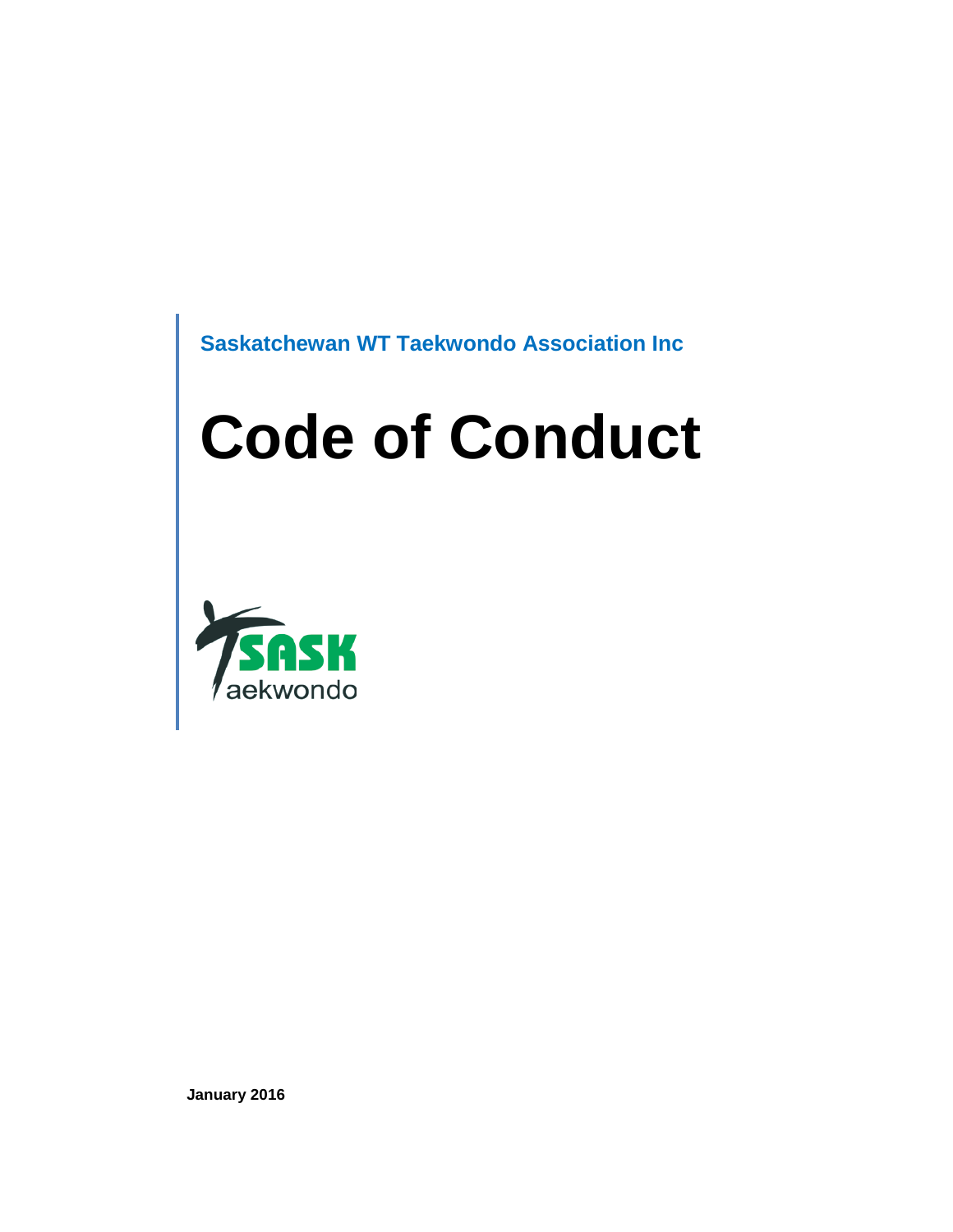Saskatchewan WT Taekwondo Association Inc

# Code of Conduct

SASK
aekwondo

**January 2016**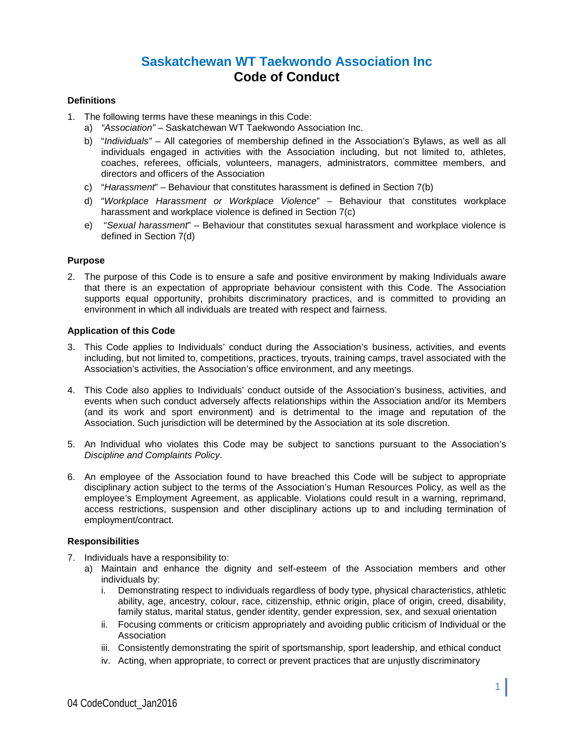# Saskatchewan WT Taekwondo Association Inc
# Code of Conduct

## Definitions

1. The following terms have these meanings in this Code:
   a) *"Association"* – Saskatchewan WT Taekwondo Association Inc.
   b) "*Individuals"* – All categories of membership defined in the Association's Bylaws, as well as all individuals engaged in activities with the Association including, but not limited to, athletes, coaches, referees, officials, volunteers, managers, administrators, committee members, and directors and officers of the Association
   c) "*Harassment*" – Behaviour that constitutes harassment is defined in Section 7(b)
   d) "*Workplace Harassment or Workplace Violence*" – Behaviour that constitutes workplace harassment and workplace violence is defined in Section 7(c)
   e) "*Sexual harassment*" – Behaviour that constitutes sexual harassment and workplace violence is defined in Section 7(d)

## Purpose

2. The purpose of this Code is to ensure a safe and positive environment by making Individuals aware that there is an expectation of appropriate behaviour consistent with this Code. The Association supports equal opportunity, prohibits discriminatory practices, and is committed to providing an environment in which all individuals are treated with respect and fairness.

## Application of this Code

3. This Code applies to Individuals' conduct during the Association's business, activities, and events including, but not limited to, competitions, practices, tryouts, training camps, travel associated with the Association's activities, the Association's office environment, and any meetings.

4. This Code also applies to Individuals' conduct outside of the Association's business, activities, and events when such conduct adversely affects relationships within the Association and/or its Members (and its work and sport environment) and is detrimental to the image and reputation of the Association. Such jurisdiction will be determined by the Association at its sole discretion.

5. An Individual who violates this Code may be subject to sanctions pursuant to the Association's *Discipline and Complaints Policy*.

6. An employee of the Association found to have breached this Code will be subject to appropriate disciplinary action subject to the terms of the Association's Human Resources Policy, as well as the employee's Employment Agreement, as applicable. Violations could result in a warning, reprimand, access restrictions, suspension and other disciplinary actions up to and including termination of employment/contract.

## Responsibilities

7. Individuals have a responsibility to:
   a) Maintain and enhance the dignity and self-esteem of the Association members and other individuals by:
      i. Demonstrating respect to individuals regardless of body type, physical characteristics, athletic ability, age, ancestry, colour, race, citizenship, ethnic origin, place of origin, creed, disability, family status, marital status, gender identity, gender expression, sex, and sexual orientation
      ii. Focusing comments or criticism appropriately and avoiding public criticism of Individual or the Association
      iii. Consistently demonstrating the spirit of sportsmanship, sport leadership, and ethical conduct
      iv. Acting, when appropriate, to correct or prevent practices that are unjustly discriminatory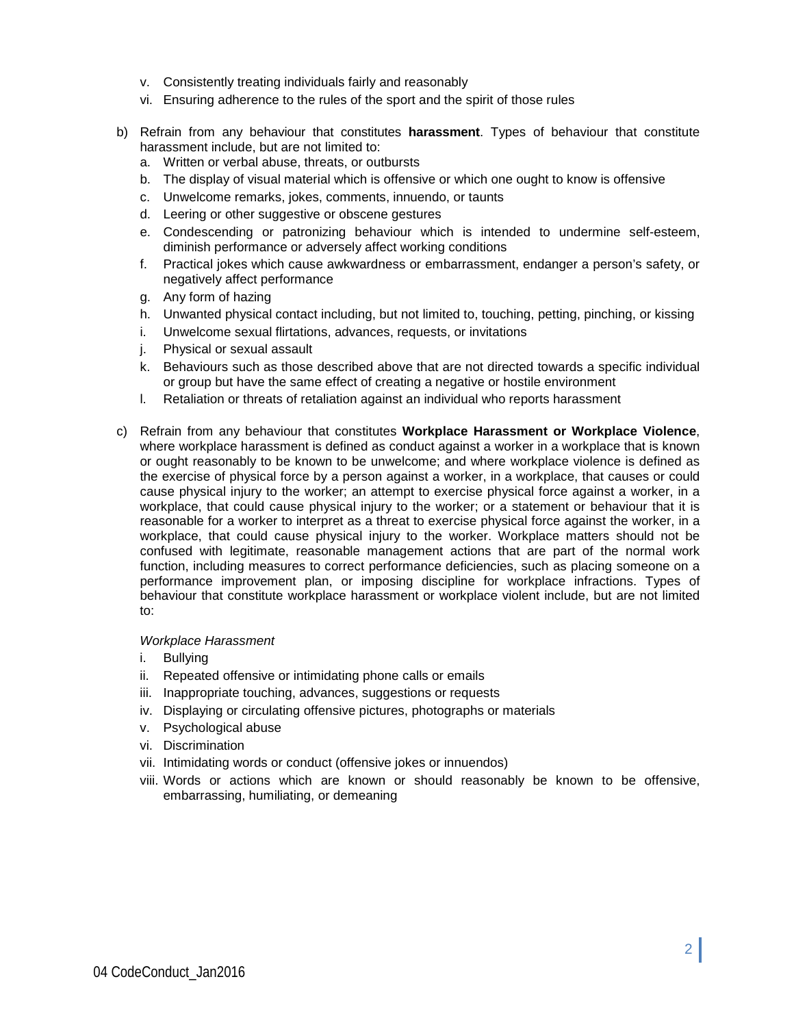v. Consistently treating individuals fairly and reasonably
   vi. Ensuring adherence to the rules of the sport and the spirit of those rules

b) Refrain from any behaviour that constitutes **harassment**. Types of behaviour that constitute harassment include, but are not limited to:
   a. Written or verbal abuse, threats, or outbursts
   b. The display of visual material which is offensive or which one ought to know is offensive
   c. Unwelcome remarks, jokes, comments, innuendo, or taunts
   d. Leering or other suggestive or obscene gestures
   e. Condescending or patronizing behaviour which is intended to undermine self-esteem, diminish performance or adversely affect working conditions
   f. Practical jokes which cause awkwardness or embarrassment, endanger a person's safety, or negatively affect performance
   g. Any form of hazing
   h. Unwanted physical contact including, but not limited to, touching, petting, pinching, or kissing
   i. Unwelcome sexual flirtations, advances, requests, or invitations
   j. Physical or sexual assault
   k. Behaviours such as those described above that are not directed towards a specific individual or group but have the same effect of creating a negative or hostile environment
   l. Retaliation or threats of retaliation against an individual who reports harassment

c) Refrain from any behaviour that constitutes **Workplace Harassment or Workplace Violence**, where workplace harassment is defined as conduct against a worker in a workplace that is known or ought reasonably to be known to be unwelcome; and where workplace violence is defined as the exercise of physical force by a person against a worker, in a workplace, that causes or could cause physical injury to the worker; an attempt to exercise physical force against a worker, in a workplace, that could cause physical injury to the worker; or a statement or behaviour that it is reasonable for a worker to interpret as a threat to exercise physical force against the worker, in a workplace, that could cause physical injury to the worker. Workplace matters should not be confused with legitimate, reasonable management actions that are part of the normal work function, including measures to correct performance deficiencies, such as placing someone on a performance improvement plan, or imposing discipline for workplace infractions. Types of behaviour that constitute workplace harassment or workplace violent include, but are not limited to:

   *Workplace Harassment*
   i. Bullying
   ii. Repeated offensive or intimidating phone calls or emails
   iii. Inappropriate touching, advances, suggestions or requests
   iv. Displaying or circulating offensive pictures, photographs or materials
   v. Psychological abuse
   vi. Discrimination
   vii. Intimidating words or conduct (offensive jokes or innuendos)
   viii. Words or actions which are known or should reasonably be known to be offensive, embarrassing, humiliating, or demeaning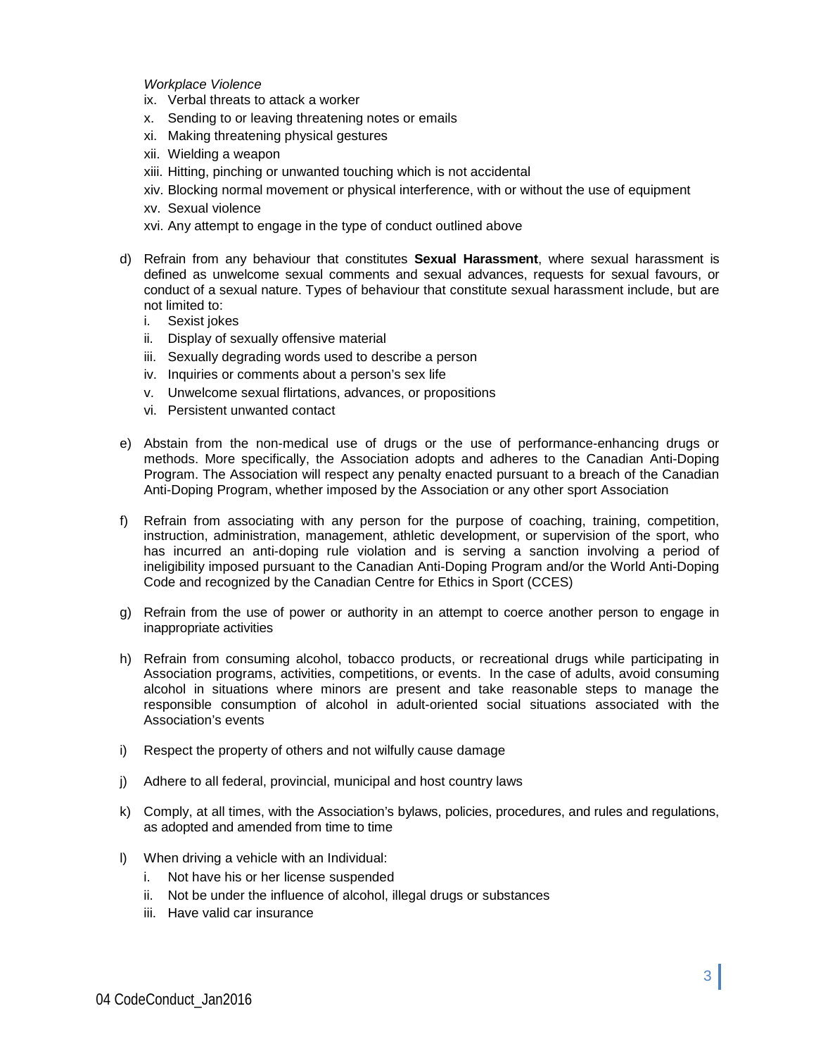*Workplace Violence*

ix. Verbal threats to attack a worker
x. Sending to or leaving threatening notes or emails
xi. Making threatening physical gestures
xii. Wielding a weapon
xiii. Hitting, pinching or unwanted touching which is not accidental
xiv. Blocking normal movement or physical interference, with or without the use of equipment
xv. Sexual violence
xvi. Any attempt to engage in the type of conduct outlined above

d) Refrain from any behaviour that constitutes **Sexual Harassment**, where sexual harassment is defined as unwelcome sexual comments and sexual advances, requests for sexual favours, or conduct of a sexual nature. Types of behaviour that constitute sexual harassment include, but are not limited to:
   i. Sexist jokes
   ii. Display of sexually offensive material
   iii. Sexually degrading words used to describe a person
   iv. Inquiries or comments about a person's sex life
   v. Unwelcome sexual flirtations, advances, or propositions
   vi. Persistent unwanted contact

e) Abstain from the non-medical use of drugs or the use of performance-enhancing drugs or methods. More specifically, the Association adopts and adheres to the Canadian Anti-Doping Program. The Association will respect any penalty enacted pursuant to a breach of the Canadian Anti-Doping Program, whether imposed by the Association or any other sport Association

f) Refrain from associating with any person for the purpose of coaching, training, competition, instruction, administration, management, athletic development, or supervision of the sport, who has incurred an anti-doping rule violation and is serving a sanction involving a period of ineligibility imposed pursuant to the Canadian Anti-Doping Program and/or the World Anti-Doping Code and recognized by the Canadian Centre for Ethics in Sport (CCES)

g) Refrain from the use of power or authority in an attempt to coerce another person to engage in inappropriate activities

h) Refrain from consuming alcohol, tobacco products, or recreational drugs while participating in Association programs, activities, competitions, or events. In the case of adults, avoid consuming alcohol in situations where minors are present and take reasonable steps to manage the responsible consumption of alcohol in adult-oriented social situations associated with the Association's events

i) Respect the property of others and not wilfully cause damage

j) Adhere to all federal, provincial, municipal and host country laws

k) Comply, at all times, with the Association's bylaws, policies, procedures, and rules and regulations, as adopted and amended from time to time

l) When driving a vehicle with an Individual:
   i. Not have his or her license suspended
   ii. Not be under the influence of alcohol, illegal drugs or substances
   iii. Have valid car insurance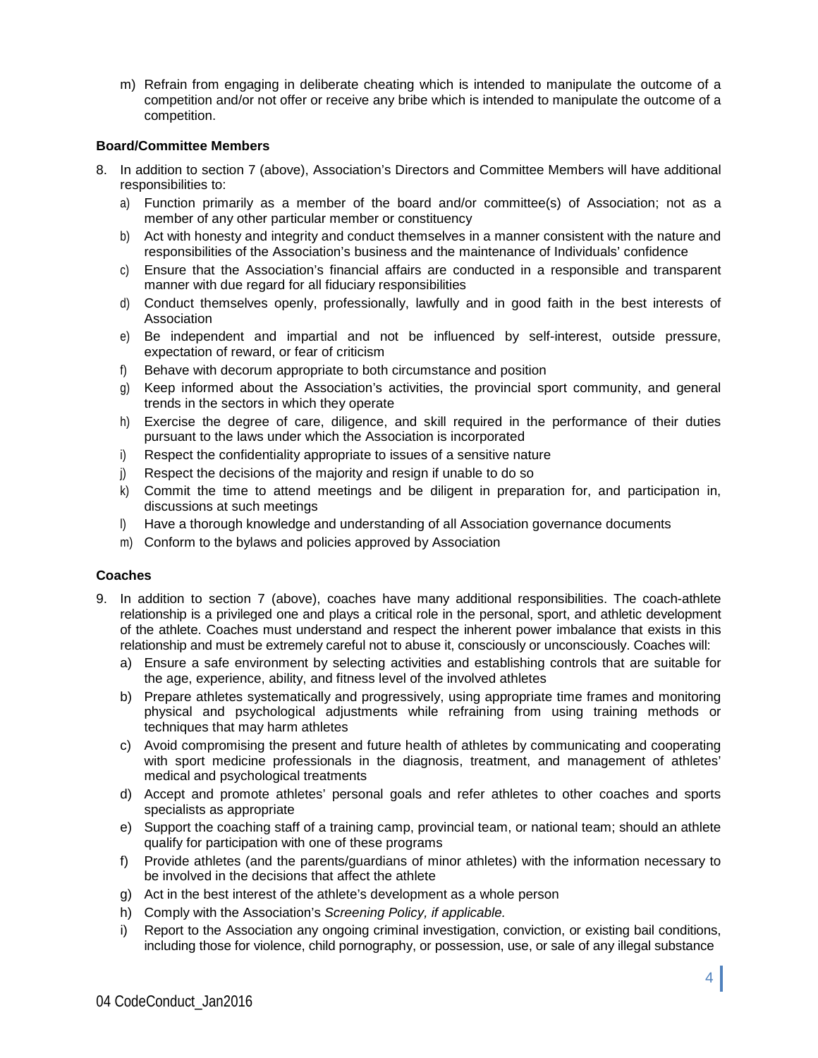m) Refrain from engaging in deliberate cheating which is intended to manipulate the outcome of a competition and/or not offer or receive any bribe which is intended to manipulate the outcome of a competition.

**Board/Committee Members**

8. In addition to section 7 (above), Association's Directors and Committee Members will have additional responsibilities to:
   a) Function primarily as a member of the board and/or committee(s) of Association; not as a member of any other particular member or constituency
   b) Act with honesty and integrity and conduct themselves in a manner consistent with the nature and responsibilities of the Association's business and the maintenance of Individuals' confidence
   c) Ensure that the Association's financial affairs are conducted in a responsible and transparent manner with due regard for all fiduciary responsibilities
   d) Conduct themselves openly, professionally, lawfully and in good faith in the best interests of Association
   e) Be independent and impartial and not be influenced by self-interest, outside pressure, expectation of reward, or fear of criticism
   f) Behave with decorum appropriate to both circumstance and position
   g) Keep informed about the Association's activities, the provincial sport community, and general trends in the sectors in which they operate
   h) Exercise the degree of care, diligence, and skill required in the performance of their duties pursuant to the laws under which the Association is incorporated
   i) Respect the confidentiality appropriate to issues of a sensitive nature
   j) Respect the decisions of the majority and resign if unable to do so
   k) Commit the time to attend meetings and be diligent in preparation for, and participation in, discussions at such meetings
   l) Have a thorough knowledge and understanding of all Association governance documents
   m) Conform to the bylaws and policies approved by Association

**Coaches**

9. In addition to section 7 (above), coaches have many additional responsibilities. The coach-athlete relationship is a privileged one and plays a critical role in the personal, sport, and athletic development of the athlete. Coaches must understand and respect the inherent power imbalance that exists in this relationship and must be extremely careful not to abuse it, consciously or unconsciously. Coaches will:
   a) Ensure a safe environment by selecting activities and establishing controls that are suitable for the age, experience, ability, and fitness level of the involved athletes
   b) Prepare athletes systematically and progressively, using appropriate time frames and monitoring physical and psychological adjustments while refraining from using training methods or techniques that may harm athletes
   c) Avoid compromising the present and future health of athletes by communicating and cooperating with sport medicine professionals in the diagnosis, treatment, and management of athletes' medical and psychological treatments
   d) Accept and promote athletes' personal goals and refer athletes to other coaches and sports specialists as appropriate
   e) Support the coaching staff of a training camp, provincial team, or national team; should an athlete qualify for participation with one of these programs
   f) Provide athletes (and the parents/guardians of minor athletes) with the information necessary to be involved in the decisions that affect the athlete
   g) Act in the best interest of the athlete's development as a whole person
   h) Comply with the Association's *Screening Policy, if applicable.*
   i) Report to the Association any ongoing criminal investigation, conviction, or existing bail conditions, including those for violence, child pornography, or possession, use, or sale of any illegal substance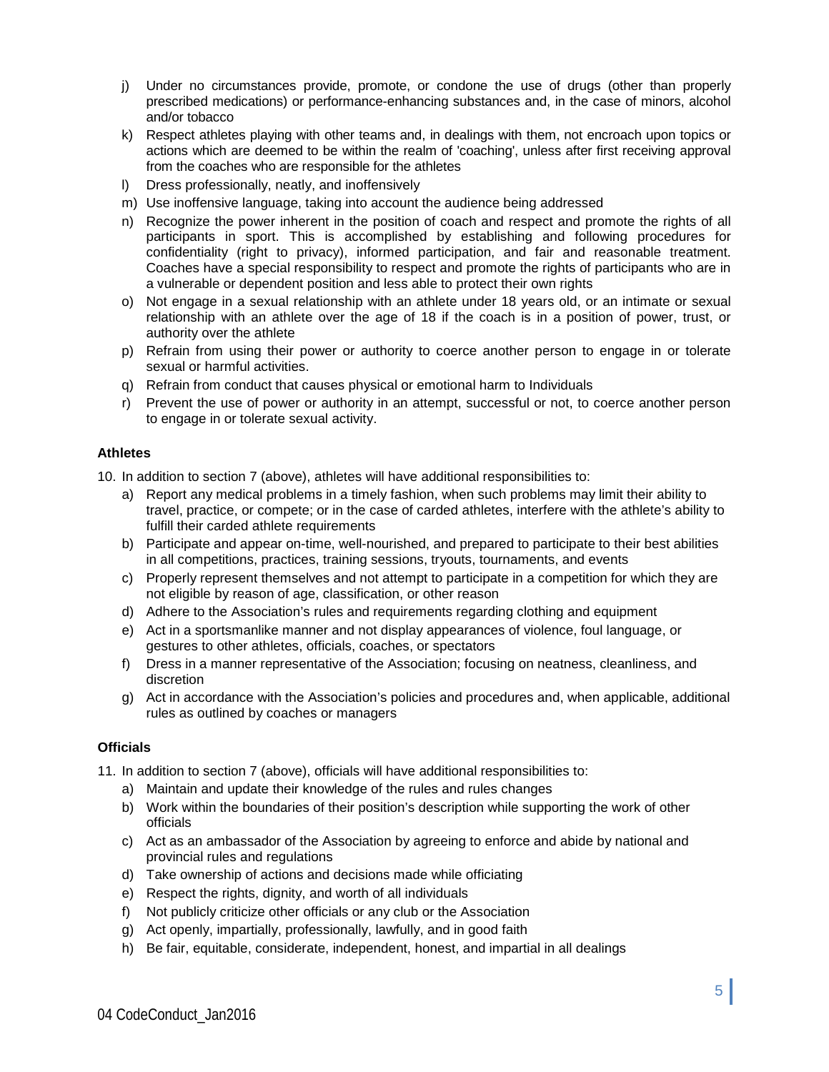j) Under no circumstances provide, promote, or condone the use of drugs (other than properly prescribed medications) or performance-enhancing substances and, in the case of minors, alcohol and/or tobacco
k) Respect athletes playing with other teams and, in dealings with them, not encroach upon topics or actions which are deemed to be within the realm of 'coaching', unless after first receiving approval from the coaches who are responsible for the athletes
l) Dress professionally, neatly, and inoffensively
m) Use inoffensive language, taking into account the audience being addressed
n) Recognize the power inherent in the position of coach and respect and promote the rights of all participants in sport. This is accomplished by establishing and following procedures for confidentiality (right to privacy), informed participation, and fair and reasonable treatment. Coaches have a special responsibility to respect and promote the rights of participants who are in a vulnerable or dependent position and less able to protect their own rights
o) Not engage in a sexual relationship with an athlete under 18 years old, or an intimate or sexual relationship with an athlete over the age of 18 if the coach is in a position of power, trust, or authority over the athlete
p) Refrain from using their power or authority to coerce another person to engage in or tolerate sexual or harmful activities.
q) Refrain from conduct that causes physical or emotional harm to Individuals
r) Prevent the use of power or authority in an attempt, successful or not, to coerce another person to engage in or tolerate sexual activity.

**Athletes**

10. In addition to section 7 (above), athletes will have additional responsibilities to:
    a) Report any medical problems in a timely fashion, when such problems may limit their ability to travel, practice, or compete; or in the case of carded athletes, interfere with the athlete's ability to fulfill their carded athlete requirements
    b) Participate and appear on-time, well-nourished, and prepared to participate to their best abilities in all competitions, practices, training sessions, tryouts, tournaments, and events
    c) Properly represent themselves and not attempt to participate in a competition for which they are not eligible by reason of age, classification, or other reason
    d) Adhere to the Association's rules and requirements regarding clothing and equipment
    e) Act in a sportsmanlike manner and not display appearances of violence, foul language, or gestures to other athletes, officials, coaches, or spectators
    f) Dress in a manner representative of the Association; focusing on neatness, cleanliness, and discretion
    g) Act in accordance with the Association's policies and procedures and, when applicable, additional rules as outlined by coaches or managers

**Officials**

11. In addition to section 7 (above), officials will have additional responsibilities to:
    a) Maintain and update their knowledge of the rules and rules changes
    b) Work within the boundaries of their position's description while supporting the work of other officials
    c) Act as an ambassador of the Association by agreeing to enforce and abide by national and provincial rules and regulations
    d) Take ownership of actions and decisions made while officiating
    e) Respect the rights, dignity, and worth of all individuals
    f) Not publicly criticize other officials or any club or the Association
    g) Act openly, impartially, professionally, lawfully, and in good faith
    h) Be fair, equitable, considerate, independent, honest, and impartial in all dealings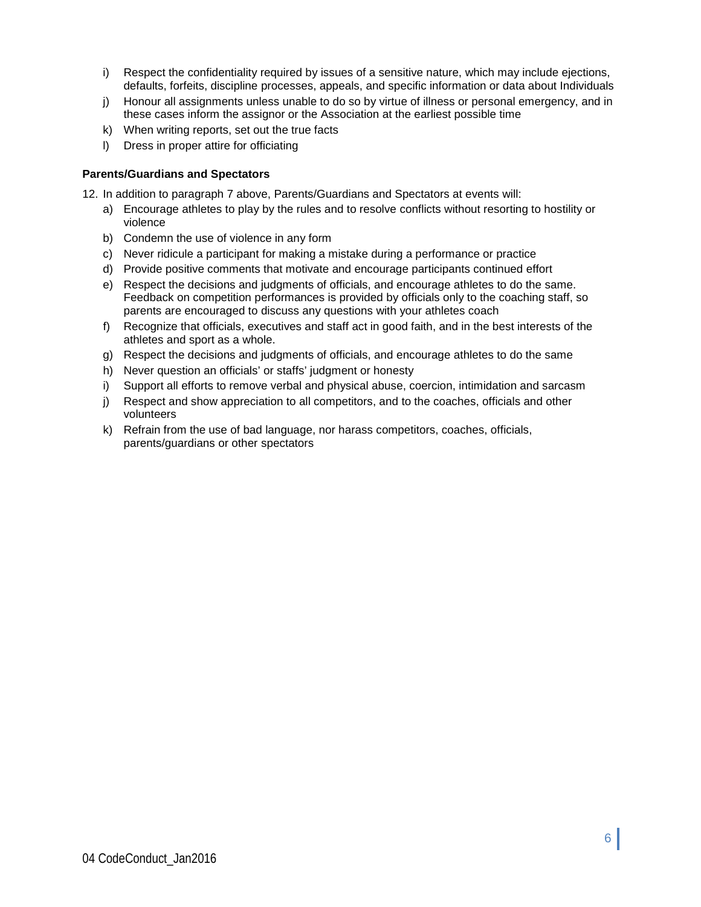i) Respect the confidentiality required by issues of a sensitive nature, which may include ejections, defaults, forfeits, discipline processes, appeals, and specific information or data about Individuals
j) Honour all assignments unless unable to do so by virtue of illness or personal emergency, and in these cases inform the assignor or the Association at the earliest possible time
k) When writing reports, set out the true facts
l) Dress in proper attire for officiating

**Parents/Guardians and Spectators**

12. In addition to paragraph 7 above, Parents/Guardians and Spectators at events will:
    a) Encourage athletes to play by the rules and to resolve conflicts without resorting to hostility or violence
    b) Condemn the use of violence in any form
    c) Never ridicule a participant for making a mistake during a performance or practice
    d) Provide positive comments that motivate and encourage participants continued effort
    e) Respect the decisions and judgments of officials, and encourage athletes to do the same. Feedback on competition performances is provided by officials only to the coaching staff, so parents are encouraged to discuss any questions with your athletes coach
    f) Recognize that officials, executives and staff act in good faith, and in the best interests of the athletes and sport as a whole.
    g) Respect the decisions and judgments of officials, and encourage athletes to do the same
    h) Never question an officials' or staffs' judgment or honesty
    i) Support all efforts to remove verbal and physical abuse, coercion, intimidation and sarcasm
    j) Respect and show appreciation to all competitors, and to the coaches, officials and other volunteers
    k) Refrain from the use of bad language, nor harass competitors, coaches, officials, parents/guardians or other spectators